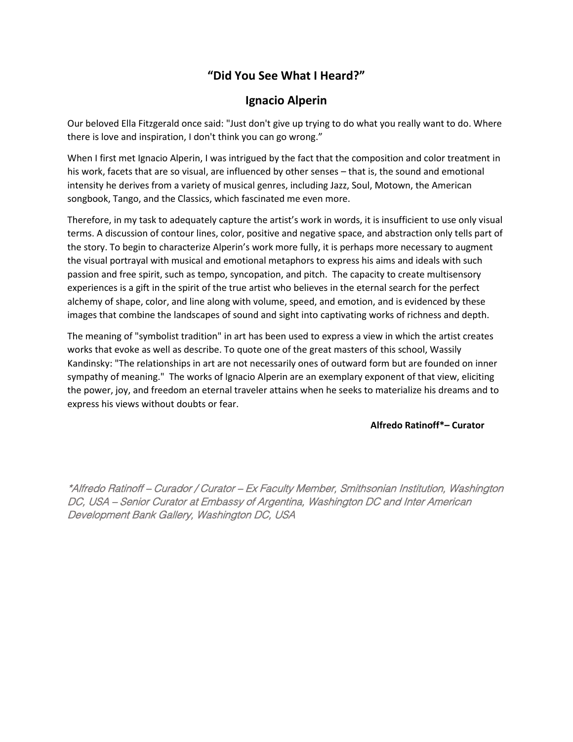# "Did You See What I Heard?"

## Ignacio Alperin

Our beloved Ella Fitzgerald once said: "Just don't give up trying to do what you really want to do. Where there is love and inspiration, I don't think you can go wrong."

When I first met Ignacio Alperin, I was intrigued by the fact that the composition and color treatment in his work, facets that are so visual, are influenced by other senses – that is, the sound and emotional intensity he derives from a variety of musical genres, including Jazz, Soul, Motown, the American songbook, Tango, and the Classics, which fascinated me even more.

Therefore, in my task to adequately capture the artist's work in words, it is insufficient to use only visual terms. A discussion of contour lines, color, positive and negative space, and abstraction only tells part of the story. To begin to characterize Alperin's work more fully, it is perhaps more necessary to augment the visual portrayal with musical and emotional metaphors to express his aims and ideals with such passion and free spirit, such as tempo, syncopation, and pitch. The capacity to create multisensory experiences is a gift in the spirit of the true artist who believes in the eternal search for the perfect alchemy of shape, color, and line along with volume, speed, and emotion, and is evidenced by these images that combine the landscapes of sound and sight into captivating works of richness and depth.

The meaning of "symbolist tradition" in art has been used to express a view in which the artist creates works that evoke as well as describe. To quote one of the great masters of this school, Wassily Kandinsky: "The relationships in art are not necessarily ones of outward form but are founded on inner sympathy of meaning." The works of Ignacio Alperin are an exemplary exponent of that view, eliciting the power, joy, and freedom an eternal traveler attains when he seeks to materialize his dreams and to express his views without doubts or fear.

**Alfredo Ratinoff*– Curator**

*\*Alfredo Ratinoff – Curador / Curator – Ex Faculty Member, Smithsonian Institution, Washington DC, USA – Senior Curator at Embassy of Argentina, Washington DC and Inter American Development Bank Gallery, Washington DC, USA*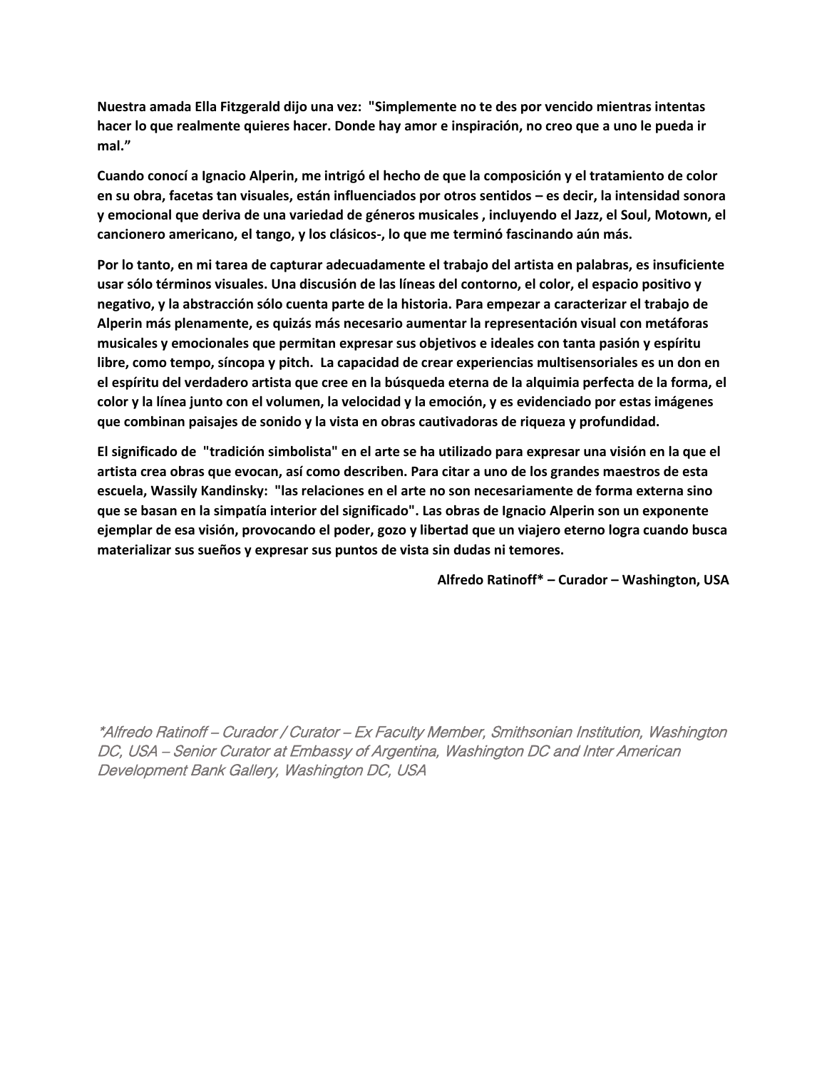**Nuestra amada Ella Fitzgerald dijo una vez: "Simplemente no te des por vencido mientras intentas hacer lo que realmente quieres hacer. Donde hay amor e inspiración, no creo que a uno le pueda ir mal."**

**Cuando conocí a Ignacio Alperin, me intrigó el hecho de que la composición y el tratamiento de color en su obra, facetas tan visuales, están influenciados por otros sentidos – es decir, la intensidad sonora y emocional que deriva de una variedad de géneros musicales , incluyendo el Jazz, el Soul, Motown, el cancionero americano, el tango, y los clásicos-, lo que me terminó fascinando aún más.**

**Por lo tanto, en mi tarea de capturar adecuadamente el trabajo del artista en palabras, es insuficiente usar sólo términos visuales. Una discusión de las líneas del contorno, el color, el espacio positivo y negativo, y la abstracción sólo cuenta parte de la historia. Para empezar a caracterizar el trabajo de Alperin más plenamente, es quizás más necesario aumentar la representación visual con metáforas musicales y emocionales que permitan expresar sus objetivos e ideales con tanta pasión y espíritu libre, como tempo, síncopa y pitch. La capacidad de crear experiencias multisensoriales es un don en el espíritu del verdadero artista que cree en la búsqueda eterna de la alquimia perfecta de la forma, el color y la línea junto con el volumen, la velocidad y la emoción, y es evidenciado por estas imágenes que combinan paisajes de sonido y la vista en obras cautivadoras de riqueza y profundidad.**

**El significado de "tradición simbolista" en el arte se ha utilizado para expresar una visión en la que el artista crea obras que evocan, así como describen. Para citar a uno de los grandes maestros de esta escuela, Wassily Kandinsky: "las relaciones en el arte no son necesariamente de forma externa sino que se basan en la simpatía interior del significado". Las obras de Ignacio Alperin son un exponente ejemplar de esa visión, provocando el poder, gozo y libertad que un viajero eterno logra cuando busca materializar sus sueños y expresar sus puntos de vista sin dudas ni temores.**

**Alfredo Ratinoff* – Curador – Washington, USA**

*\*Alfredo Ratinoff – Curador / Curator – Ex Faculty Member, Smithsonian Institution, Washington DC, USA – Senior Curator at Embassy of Argentina, Washington DC and Inter American Development Bank Gallery, Washington DC, USA*